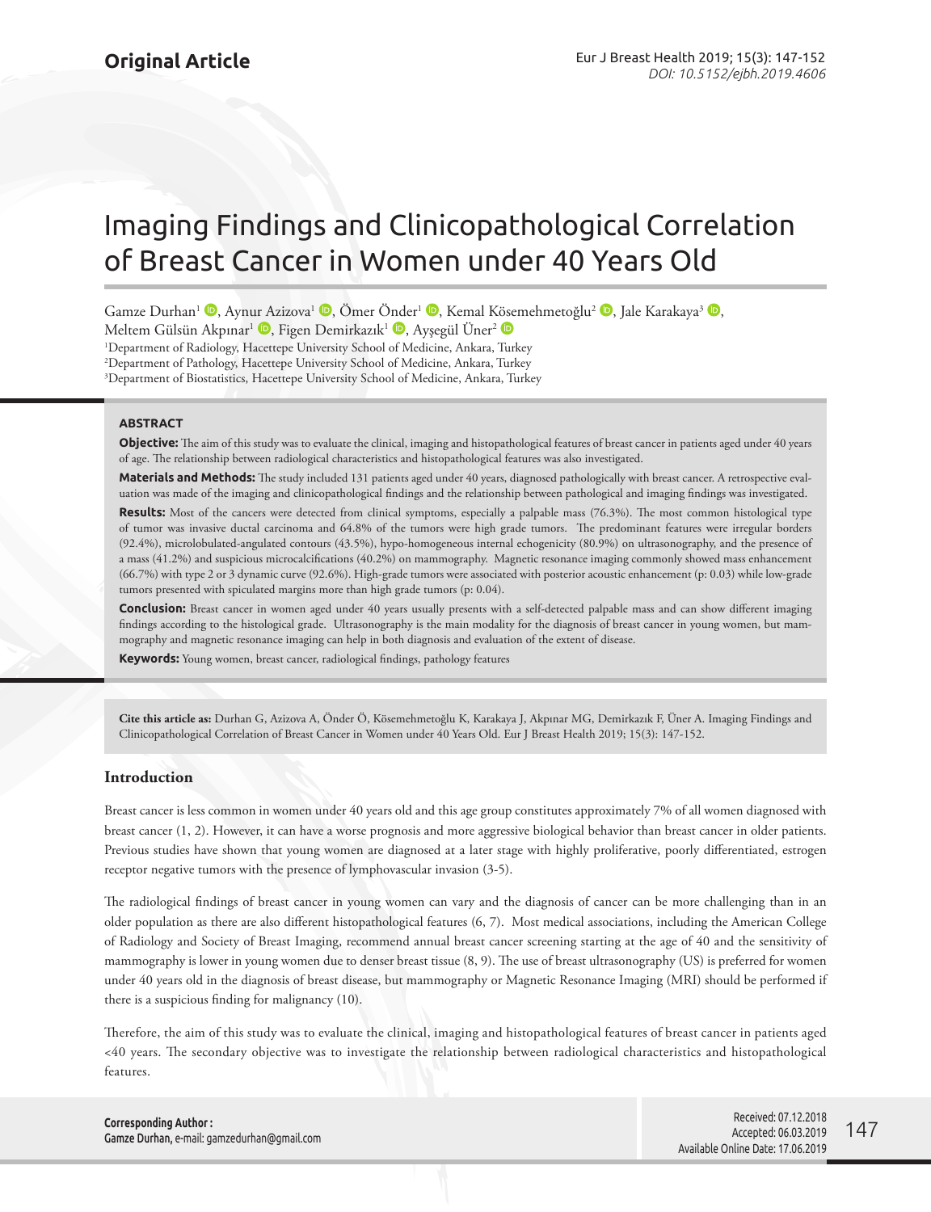Original Article

# Imaging Findings and Clinicopathological Correlation of Breast Cancer in Women under 40 Years Old

Gamze Durhan[1], Aynur Azizova[1], Ömer Önder[1], Kemal Kösemehmetoğlu[2], Jale Karakaya[3], Meltem Gülsün Akpınar[1], Figen Demirkazık[1], Ayşegül Üner[2]

[1]Department of Radiology, Hacettepe University School of Medicine, Ankara, Turkey
[2]Department of Pathology, Hacettepe University School of Medicine, Ankara, Turkey
[3]Department of Biostatistics, Hacettepe University School of Medicine, Ankara, Turkey

### ABSTRACT

**Objective:** The aim of this study was to evaluate the clinical, imaging and histopathological features of breast cancer in patients aged under 40 years of age. The relationship between radiological characteristics and histopathological features was also investigated.

**Materials and Methods:** The study included 131 patients aged under 40 years, diagnosed pathologically with breast cancer. A retrospective evaluation was made of the imaging and clinicopathological findings and the relationship between pathological and imaging findings was investigated.

**Results:** Most of the cancers were detected from clinical symptoms, especially a palpable mass (76.3%). The most common histological type of tumor was invasive ductal carcinoma and 64.8% of the tumors were high grade tumors. The predominant features were irregular borders (92.4%), microlobulated-angulated contours (43.5%), hypo-homogeneous internal echogenicity (80.9%) on ultrasonography, and the presence of a mass (41.2%) and suspicious microcalcifications (40.2%) on mammography. Magnetic resonance imaging commonly showed mass enhancement (66.7%) with type 2 or 3 dynamic curve (92.6%). High-grade tumors were associated with posterior acoustic enhancement (p: 0.03) while low-grade tumors presented with spiculated margins more than high grade tumors (p: 0.04).

**Conclusion:** Breast cancer in women aged under 40 years usually presents with a self-detected palpable mass and can show different imaging findings according to the histological grade. Ultrasonography is the main modality for the diagnosis of breast cancer in young women, but mammography and magnetic resonance imaging can help in both diagnosis and evaluation of the extent of disease.

**Keywords:** Young women, breast cancer, radiological findings, pathology features

**Cite this article as:** Durhan G, Azizova A, Önder Ö, Kösemehmetoğlu K, Karakaya J, Akpınar MG, Demirkazık F, Üner A. Imaging Findings and Clinicopathological Correlation of Breast Cancer in Women under 40 Years Old. Eur J Breast Health 2019; 15(3): 147-152.

## Introduction

Breast cancer is less common in women under 40 years old and this age group constitutes approximately 7% of all women diagnosed with breast cancer (1, 2). However, it can have a worse prognosis and more aggressive biological behavior than breast cancer in older patients. Previous studies have shown that young women are diagnosed at a later stage with highly proliferative, poorly differentiated, estrogen receptor negative tumors with the presence of lymphovascular invasion (3-5).

The radiological findings of breast cancer in young women can vary and the diagnosis of cancer can be more challenging than in an older population as there are also different histopathological features (6, 7). Most medical associations, including the American College of Radiology and Society of Breast Imaging, recommend annual breast cancer screening starting at the age of 40 and the sensitivity of mammography is lower in young women due to denser breast tissue (8, 9). The use of breast ultrasonography (US) is preferred for women under 40 years old in the diagnosis of breast disease, but mammography or Magnetic Resonance Imaging (MRI) should be performed if there is a suspicious finding for malignancy (10).

Therefore, the aim of this study was to evaluate the clinical, imaging and histopathological features of breast cancer in patients aged <40 years. The secondary objective was to investigate the relationship between radiological characteristics and histopathological features.

**Corresponding Author :**
**Gamze Durhan,** e-mail: gamzedurhan@gmail.com

Received: 07.12.2018
Accepted: 06.03.2019
Available Online Date: 17.06.2019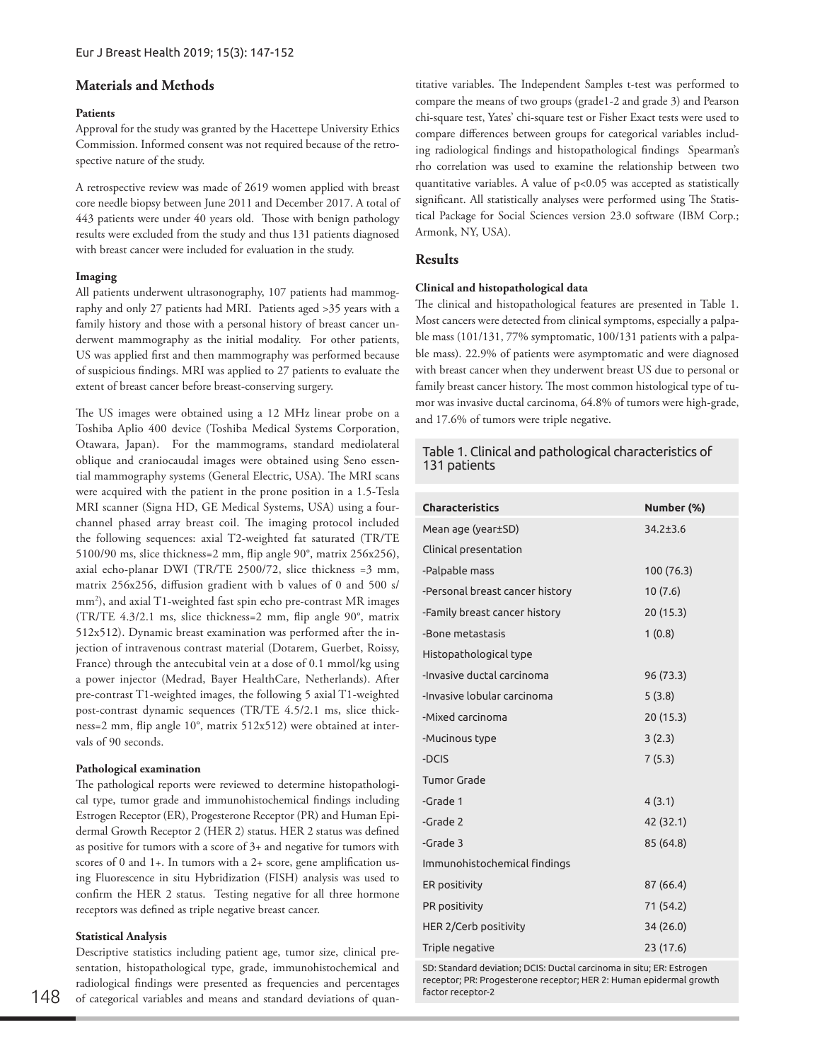## Materials and Methods

### Patients

Approval for the study was granted by the Hacettepe University Ethics Commission. Informed consent was not required because of the retrospective nature of the study.

A retrospective review was made of 2619 women applied with breast core needle biopsy between June 2011 and December 2017. A total of 443 patients were under 40 years old. Those with benign pathology results were excluded from the study and thus 131 patients diagnosed with breast cancer were included for evaluation in the study.

### Imaging

All patients underwent ultrasonography, 107 patients had mammography and only 27 patients had MRI. Patients aged >35 years with a family history and those with a personal history of breast cancer underwent mammography as the initial modality. For other patients, US was applied first and then mammography was performed because of suspicious findings. MRI was applied to 27 patients to evaluate the extent of breast cancer before breast-conserving surgery.

The US images were obtained using a 12 MHz linear probe on a Toshiba Aplio 400 device (Toshiba Medical Systems Corporation, Otawara, Japan). For the mammograms, standard mediolateral oblique and craniocaudal images were obtained using Seno essential mammography systems (General Electric, USA). The MRI scans were acquired with the patient in the prone position in a 1.5-Tesla MRI scanner (Signa HD, GE Medical Systems, USA) using a four-channel phased array breast coil. The imaging protocol included the following sequences: axial T2-weighted fat saturated (TR/TE 5100/90 ms, slice thickness=2 mm, flip angle 90°, matrix 256x256), axial echo-planar DWI (TR/TE 2500/72, slice thickness =3 mm, matrix 256x256, diffusion gradient with b values of 0 and 500 s/mm$^2$), and axial T1-weighted fast spin echo pre-contrast MR images (TR/TE 4.3/2.1 ms, slice thickness=2 mm, flip angle 90°, matrix 512x512). Dynamic breast examination was performed after the injection of intravenous contrast material (Dotarem, Guerbet, Roissy, France) through the antecubital vein at a dose of 0.1 mmol/kg using a power injector (Medrad, Bayer HealthCare, Netherlands). After pre-contrast T1-weighted images, the following 5 axial T1-weighted post-contrast dynamic sequences (TR/TE 4.5/2.1 ms, slice thickness=2 mm, flip angle 10°, matrix 512x512) were obtained at intervals of 90 seconds.

### Pathological examination

The pathological reports were reviewed to determine histopathological type, tumor grade and immunohistochemical findings including Estrogen Receptor (ER), Progesterone Receptor (PR) and Human Epidermal Growth Receptor 2 (HER 2) status. HER 2 status was defined as positive for tumors with a score of 3+ and negative for tumors with scores of 0 and 1+. In tumors with a 2+ score, gene amplification using Fluorescence in situ Hybridization (FISH) analysis was used to confirm the HER 2 status. Testing negative for all three hormone receptors was defined as triple negative breast cancer.

### Statistical Analysis

Descriptive statistics including patient age, tumor size, clinical presentation, histopathological type, grade, immunohistochemical and radiological findings were presented as frequencies and percentages of categorical variables and means and standard deviations of quantitative variables. The Independent Samples t-test was performed to compare the means of two groups (grade1-2 and grade 3) and Pearson chi-square test, Yates' chi-square test or Fisher Exact tests were used to compare differences between groups for categorical variables including radiological findings and histopathological findings Spearman's rho correlation was used to examine the relationship between two quantitative variables. A value of $p<0.05$ was accepted as statistically significant. All statistically analyses were performed using The Statistical Package for Social Sciences version 23.0 software (IBM Corp.; Armonk, NY, USA).

## Results

### Clinical and histopathological data

The clinical and histopathological features are presented in Table 1. Most cancers were detected from clinical symptoms, especially a palpable mass (101/131, 77% symptomatic, 100/131 patients with a palpable mass). 22.9% of patients were asymptomatic and were diagnosed with breast cancer when they underwent breast US due to personal or family breast cancer history. The most common histological type of tumor was invasive ductal carcinoma, 64.8% of tumors were high-grade, and 17.6% of tumors were triple negative.

Table 1. Clinical and pathological characteristics of 131 patients

| Characteristics | Number (%) |
|---|---|
| Mean age (year±SD) | 34.2±3.6 |
| Clinical presentation | |
| -Palpable mass | 100 (76.3) |
| -Personal breast cancer history | 10 (7.6) |
| -Family breast cancer history | 20 (15.3) |
| -Bone metastasis | 1 (0.8) |
| Histopathological type | |
| -Invasive ductal carcinoma | 96 (73.3) |
| -Invasive lobular carcinoma | 5 (3.8) |
| -Mixed carcinoma | 20 (15.3) |
| -Mucinous type | 3 (2.3) |
| -DCIS | 7 (5.3) |
| Tumor Grade | |
| -Grade 1 | 4 (3.1) |
| -Grade 2 | 42 (32.1) |
| -Grade 3 | 85 (64.8) |
| Immunohistochemical findings | |
| ER positivity | 87 (66.4) |
| PR positivity | 71 (54.2) |
| HER 2/Cerb positivity | 34 (26.0) |
| Triple negative | 23 (17.6) |

SD: Standard deviation; DCIS: Ductal carcinoma in situ; ER: Estrogen receptor; PR: Progesterone receptor; HER 2: Human epidermal growth factor receptor-2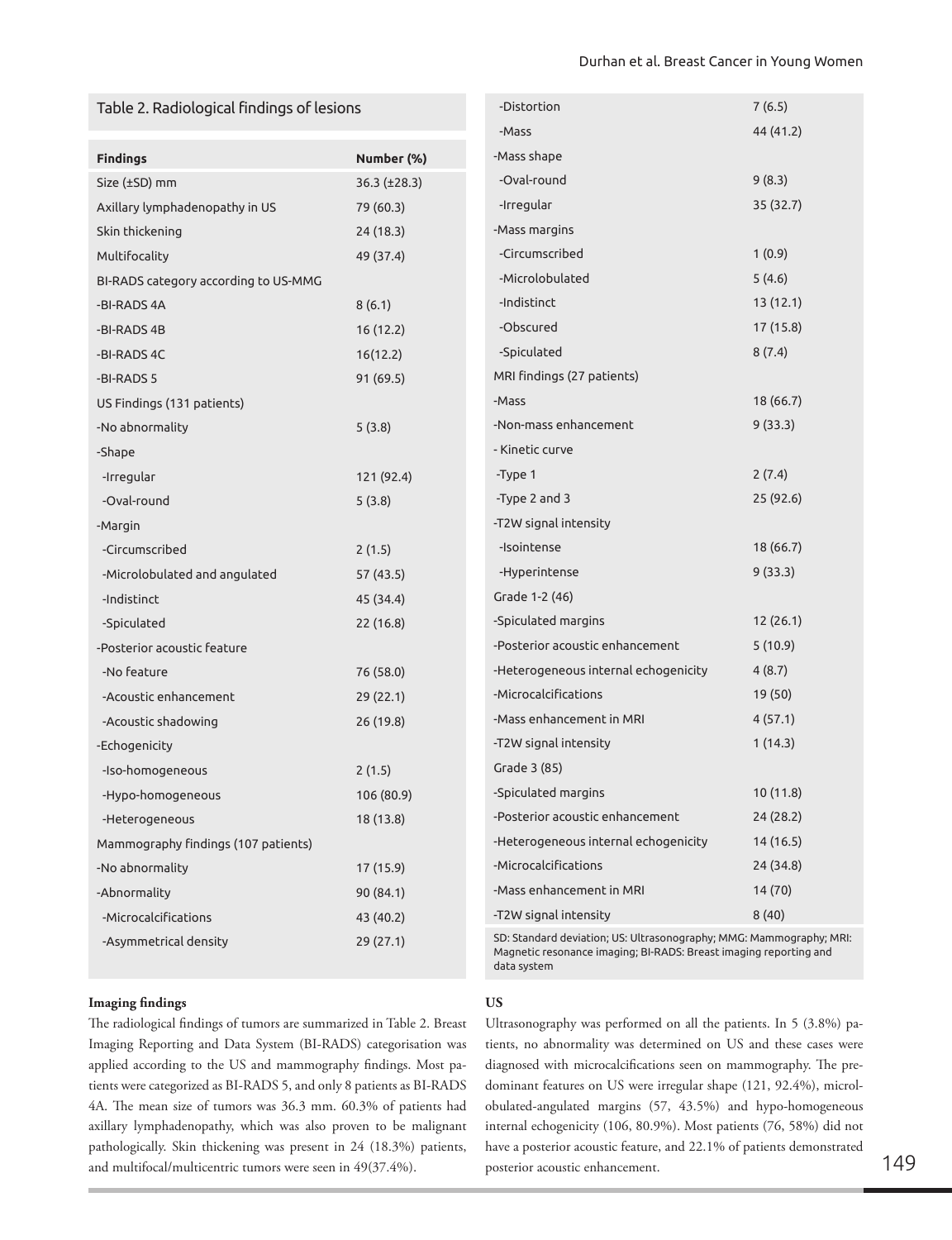Table 2. Radiological findings of lesions

| Findings | Number (%) |
|---|---|
| Size (±SD) mm | 36.3 (±28.3) |
| Axillary lymphadenopathy in US | 79 (60.3) |
| Skin thickening | 24 (18.3) |
| Multifocality | 49 (37.4) |
| BI-RADS category according to US-MMG | |
| -BI-RADS 4A | 8 (6.1) |
| -BI-RADS 4B | 16 (12.2) |
| -BI-RADS 4C | 16(12.2) |
| -BI-RADS 5 | 91 (69.5) |
| US Findings (131 patients) | |
| -No abnormality | 5 (3.8) |
| -Shape | |
| -Irregular | 121 (92.4) |
| -Oval-round | 5 (3.8) |
| -Margin | |
| -Circumscribed | 2 (1.5) |
| -Microlobulated and angulated | 57 (43.5) |
| -Indistinct | 45 (34.4) |
| -Spiculated | 22 (16.8) |
| -Posterior acoustic feature | |
| -No feature | 76 (58.0) |
| -Acoustic enhancement | 29 (22.1) |
| -Acoustic shadowing | 26 (19.8) |
| -Echogenicity | |
| -Iso-homogeneous | 2 (1.5) |
| -Hypo-homogeneous | 106 (80.9) |
| -Heterogeneous | 18 (13.8) |
| Mammography findings (107 patients) | |
| -No abnormality | 17 (15.9) |
| -Abnormality | 90 (84.1) |
| -Microcalcifications | 43 (40.2) |
| -Asymmetrical density | 29 (27.1) |
| -Distortion | 7 (6.5) |
| -Mass | 44 (41.2) |
| -Mass shape | |
| -Oval-round | 9 (8.3) |
| -Irregular | 35 (32.7) |
| -Mass margins | |
| -Circumscribed | 1 (0.9) |
| -Microlobulated | 5 (4.6) |
| -Indistinct | 13 (12.1) |
| -Obscured | 17 (15.8) |
| -Spiculated | 8 (7.4) |
| MRI findings (27 patients) | |
| -Mass | 18 (66.7) |
| -Non-mass enhancement | 9 (33.3) |
| - Kinetic curve | |
| -Type 1 | 2 (7.4) |
| -Type 2 and 3 | 25 (92.6) |
| -T2W signal intensity | |
| -Isointense | 18 (66.7) |
| -Hyperintense | 9 (33.3) |
| Grade 1-2 (46) | |
| -Spiculated margins | 12 (26.1) |
| -Posterior acoustic enhancement | 5 (10.9) |
| -Heterogeneous internal echogenicity | 4 (8.7) |
| -Microcalcifications | 19 (50) |
| -Mass enhancement in MRI | 4 (57.1) |
| -T2W signal intensity | 1 (14.3) |
| Grade 3 (85) | |
| -Spiculated margins | 10 (11.8) |
| -Posterior acoustic enhancement | 24 (28.2) |
| -Heterogeneous internal echogenicity | 14 (16.5) |
| -Microcalcifications | 24 (34.8) |
| -Mass enhancement in MRI | 14 (70) |
| -T2W signal intensity | 8 (40) |

SD: Standard deviation; US: Ultrasonography; MMG: Mammography; MRI: Magnetic resonance imaging; BI-RADS: Breast imaging reporting and data system

**Imaging findings**

The radiological findings of tumors are summarized in Table 2. Breast Imaging Reporting and Data System (BI-RADS) categorisation was applied according to the US and mammography findings. Most patients were categorized as BI-RADS 5, and only 8 patients as BI-RADS 4A. The mean size of tumors was 36.3 mm. 60.3% of patients had axillary lymphadenopathy, which was also proven to be malignant pathologically. Skin thickening was present in 24 (18.3%) patients, and multifocal/multicentric tumors were seen in 49(37.4%).

**US**

Ultrasonography was performed on all the patients. In 5 (3.8%) patients, no abnormality was determined on US and these cases were diagnosed with microcalcifications seen on mammography. The predominant features on US were irregular shape (121, 92.4%), microlobulated-angulated margins (57, 43.5%) and hypo-homogeneous internal echogenicity (106, 80.9%). Most patients (76, 58%) did not have a posterior acoustic feature, and 22.1% of patients demonstrated posterior acoustic enhancement.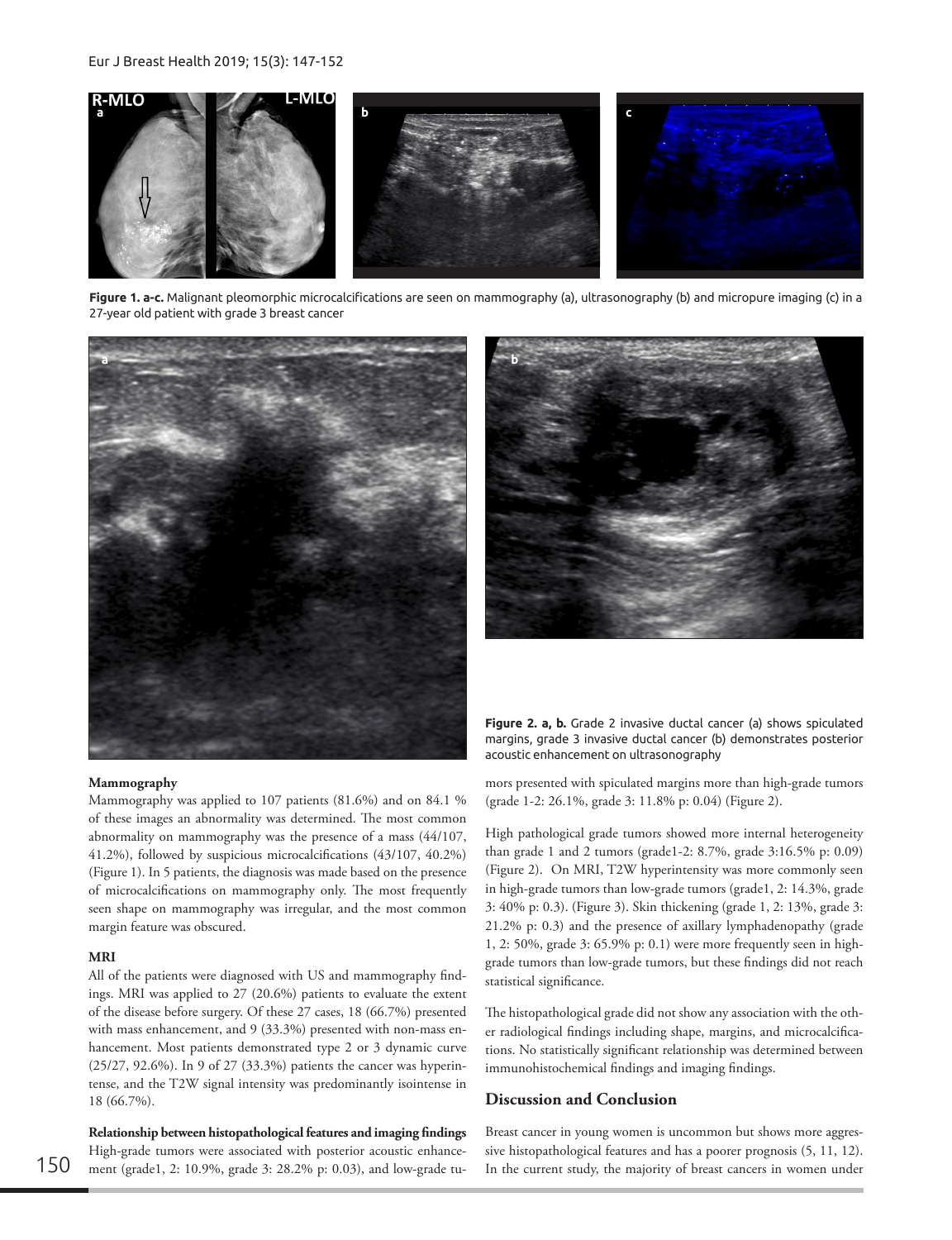**Figure 1. a-c.** Malignant pleomorphic microcalcifications are seen on mammography (a), ultrasonography (b) and micropure imaging (c) in a 27-year old patient with grade 3 breast cancer

**Figure 2. a, b.** Grade 2 invasive ductal cancer (a) shows spiculated margins, grade 3 invasive ductal cancer (b) demonstrates posterior acoustic enhancement on ultrasonography

### Mammography

Mammography was applied to 107 patients (81.6%) and on 84.1 % of these images an abnormality was determined. The most common abnormality on mammography was the presence of a mass (44/107, 41.2%), followed by suspicious microcalcifications (43/107, 40.2%) (Figure 1). In 5 patients, the diagnosis was made based on the presence of microcalcifications on mammography only. The most frequently seen shape on mammography was irregular, and the most common margin feature was obscured.

### MRI

All of the patients were diagnosed with US and mammography findings. MRI was applied to 27 (20.6%) patients to evaluate the extent of the disease before surgery. Of these 27 cases, 18 (66.7%) presented with mass enhancement, and 9 (33.3%) presented with non-mass enhancement. Most patients demonstrated type 2 or 3 dynamic curve (25/27, 92.6%). In 9 of 27 (33.3%) patients the cancer was hyperintense, and the T2W signal intensity was predominantly isointense in 18 (66.7%).

### Relationship between histopathological features and imaging findings

High-grade tumors were associated with posterior acoustic enhancement (grade1, 2: 10.9%, grade 3: 28.2% p: 0.03), and low-grade tumors presented with spiculated margins more than high-grade tumors (grade 1-2: 26.1%, grade 3: 11.8% p: 0.04) (Figure 2).

High pathological grade tumors showed more internal heterogeneity than grade 1 and 2 tumors (grade1-2: 8.7%, grade 3:16.5% p: 0.09) (Figure 2). On MRI, T2W hyperintensity was more commonly seen in high-grade tumors than low-grade tumors (grade1, 2: 14.3%, grade 3: 40% p: 0.3). (Figure 3). Skin thickening (grade 1, 2: 13%, grade 3: 21.2% p: 0.3) and the presence of axillary lymphadenopathy (grade 1, 2: 50%, grade 3: 65.9% p: 0.1) were more frequently seen in high-grade tumors than low-grade tumors, but these findings did not reach statistical significance.

The histopathological grade did not show any association with the other radiological findings including shape, margins, and microcalcifications. No statistically significant relationship was determined between immunohistochemical findings and imaging findings.

## Discussion and Conclusion

Breast cancer in young women is uncommon but shows more aggressive histopathological features and has a poorer prognosis (5, 11, 12). In the current study, the majority of breast cancers in women under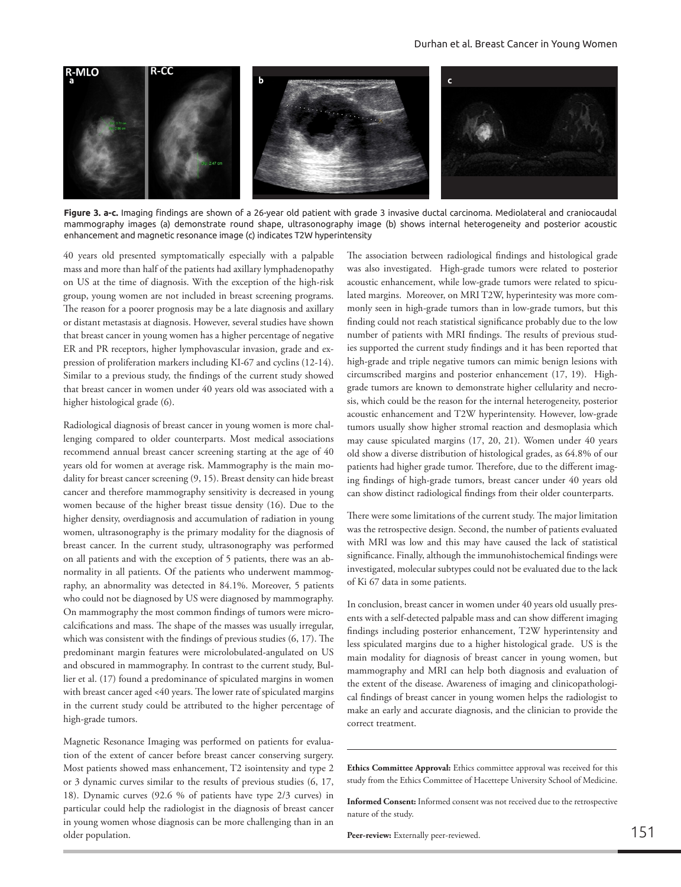**Figure 3. a-c.** Imaging findings are shown of a 26-year old patient with grade 3 invasive ductal carcinoma. Mediolateral and craniocaudal mammography images (a) demonstrate round shape, ultrasonography image (b) shows internal heterogeneity and posterior acoustic enhancement and magnetic resonance image (c) indicates T2W hyperintensity

40 years old presented symptomatically especially with a palpable mass and more than half of the patients had axillary lymphadenopathy on US at the time of diagnosis. With the exception of the high-risk group, young women are not included in breast screening programs. The reason for a poorer prognosis may be a late diagnosis and axillary or distant metastasis at diagnosis. However, several studies have shown that breast cancer in young women has a higher percentage of negative ER and PR receptors, higher lymphovascular invasion, grade and expression of proliferation markers including KI-67 and cyclins (12-14). Similar to a previous study, the findings of the current study showed that breast cancer in women under 40 years old was associated with a higher histological grade (6).

Radiological diagnosis of breast cancer in young women is more challenging compared to older counterparts. Most medical associations recommend annual breast cancer screening starting at the age of 40 years old for women at average risk. Mammography is the main modality for breast cancer screening (9, 15). Breast density can hide breast cancer and therefore mammography sensitivity is decreased in young women because of the higher breast tissue density (16). Due to the higher density, overdiagnosis and accumulation of radiation in young women, ultrasonography is the primary modality for the diagnosis of breast cancer. In the current study, ultrasonography was performed on all patients and with the exception of 5 patients, there was an abnormality in all patients. Of the patients who underwent mammography, an abnormality was detected in 84.1%. Moreover, 5 patients who could not be diagnosed by US were diagnosed by mammography. On mammography the most common findings of tumors were microcalcifications and mass. The shape of the masses was usually irregular, which was consistent with the findings of previous studies (6, 17). The predominant margin features were microlobulated-angulated on US and obscured in mammography. In contrast to the current study, Bullier et al. (17) found a predominance of spiculated margins in women with breast cancer aged <40 years. The lower rate of spiculated margins in the current study could be attributed to the higher percentage of high-grade tumors.

Magnetic Resonance Imaging was performed on patients for evaluation of the extent of cancer before breast cancer conserving surgery. Most patients showed mass enhancement, T2 isointensity and type 2 or 3 dynamic curves similar to the results of previous studies (6, 17, 18). Dynamic curves (92.6 % of patients have type 2/3 curves) in particular could help the radiologist in the diagnosis of breast cancer in young women whose diagnosis can be more challenging than in an older population.

The association between radiological findings and histological grade was also investigated. High-grade tumors were related to posterior acoustic enhancement, while low-grade tumors were related to spiculated margins. Moreover, on MRI T2W, hyperintesity was more commonly seen in high-grade tumors than in low-grade tumors, but this finding could not reach statistical significance probably due to the low number of patients with MRI findings. The results of previous studies supported the current study findings and it has been reported that high-grade and triple negative tumors can mimic benign lesions with circumscribed margins and posterior enhancement (17, 19). High-grade tumors are known to demonstrate higher cellularity and necrosis, which could be the reason for the internal heterogeneity, posterior acoustic enhancement and T2W hyperintensity. However, low-grade tumors usually show higher stromal reaction and desmoplasia which may cause spiculated margins (17, 20, 21). Women under 40 years old show a diverse distribution of histological grades, as 64.8% of our patients had higher grade tumor. Therefore, due to the different imaging findings of high-grade tumors, breast cancer under 40 years old can show distinct radiological findings from their older counterparts.

There were some limitations of the current study. The major limitation was the retrospective design. Second, the number of patients evaluated with MRI was low and this may have caused the lack of statistical significance. Finally, although the immunohistochemical findings were investigated, molecular subtypes could not be evaluated due to the lack of Ki 67 data in some patients.

In conclusion, breast cancer in women under 40 years old usually presents with a self-detected palpable mass and can show different imaging findings including posterior enhancement, T2W hyperintensity and less spiculated margins due to a higher histological grade. US is the main modality for diagnosis of breast cancer in young women, but mammography and MRI can help both diagnosis and evaluation of the extent of the disease. Awareness of imaging and clinicopathological findings of breast cancer in young women helps the radiologist to make an early and accurate diagnosis, and the clinician to provide the correct treatment.

---

**Ethics Committee Approval:** Ethics committee approval was received for this study from the Ethics Committee of Hacettepe University School of Medicine.

**Informed Consent:** Informed consent was not received due to the retrospective nature of the study.

**Peer-review:** Externally peer-reviewed.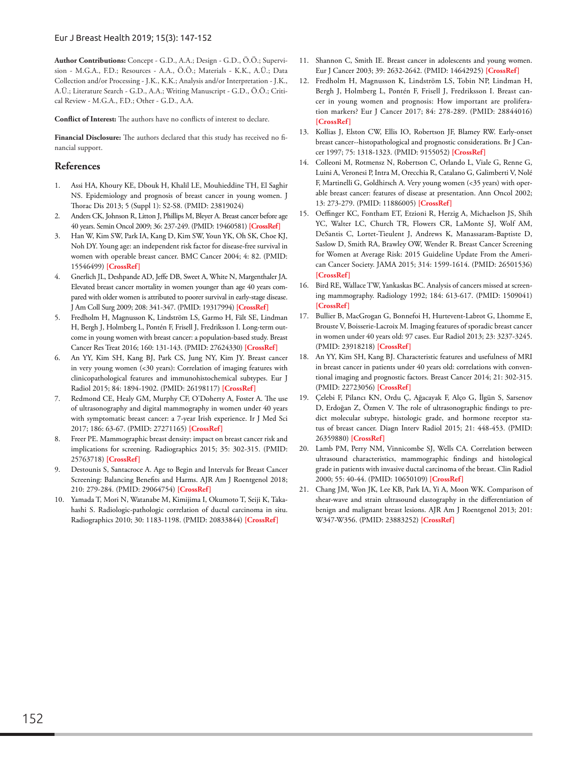**Author Contributions:** Concept - G.D., A.A.; Design - G.D., Ö.Ö.; Supervision - M.G.A., F.D.; Resources - A.A., Ö.Ö.; Materials - K.K., A.Ü.; Data Collection and/or Processing - J.K., K.K.; Analysis and/or Interpretation - J.K., A.Ü.; Literature Search - G.D., A.A.; Writing Manuscript - G.D., Ö.Ö.; Critical Review - M.G.A., F.D.; Other - G.D., A.A.

**Conflict of Interest:** The authors have no conflicts of interest to declare.

**Financial Disclosure:** The authors declared that this study has received no financial support.

## References

1. Assi HA, Khoury KE, Dbouk H, Khalil LE, Mouhieddine TH, El Saghir NS. Epidemiology and prognosis of breast cancer in young women. J Thorac Dis 2013; 5 (Suppl 1): S2-S8. (PMID: 23819024)
2. Anders CK, Johnson R, Litton J, Phillips M, Bleyer A. Breast cancer before age 40 years. Semin Oncol 2009; 36: 237-249. (PMID: 19460581) [CrossRef]
3. Han W, Kim SW, Park IA, Kang D, Kim SW, Youn YK, Oh SK, Choe KJ, Noh DY. Young age: an independent risk factor for disease-free survival in women with operable breast cancer. BMC Cancer 2004; 4: 82. (PMID: 15546499) [CrossRef]
4. Gnerlich JL, Deshpande AD, Jeffe DB, Sweet A, White N, Margenthaler JA. Elevated breast cancer mortality in women younger than age 40 years compared with older women is attributed to poorer survival in early-stage disease. J Am Coll Surg 2009; 208: 341-347. (PMID: 19317994) [CrossRef]
5. Fredholm H, Magnusson K, Lindström LS, Garmo H, Fält SE, Lindman H, Bergh J, Holmberg L, Pontén F, Frisell J, Fredriksson I. Long-term outcome in young women with breast cancer: a population-based study. Breast Cancer Res Treat 2016; 160: 131-143. (PMID: 27624330) [CrossRef]
6. An YY, Kim SH, Kang BJ, Park CS, Jung NY, Kim JY. Breast cancer in very young women (<30 years): Correlation of imaging features with clinicopathological features and immunohistochemical subtypes. Eur J Radiol 2015; 84: 1894-1902. (PMID: 26198117) [CrossRef]
7. Redmond CE, Healy GM, Murphy CF, O'Doherty A, Foster A. The use of ultrasonography and digital mammography in women under 40 years with symptomatic breast cancer: a 7-year Irish experience. Ir J Med Sci 2017; 186: 63-67. (PMID: 27271165) [CrossRef]
8. Freer PE. Mammographic breast density: impact on breast cancer risk and implications for screening. Radiographics 2015; 35: 302-315. (PMID: 25763718) [CrossRef]
9. Destounis S, Santacroce A. Age to Begin and Intervals for Breast Cancer Screening: Balancing Benefits and Harms. AJR Am J Roentgenol 2018; 210: 279-284. (PMID: 29064754) [CrossRef]
10. Yamada T, Mori N, Watanabe M, Kimijima I, Okumoto T, Seiji K, Takahashi S. Radiologic-pathologic correlation of ductal carcinoma in situ. Radiographics 2010; 30: 1183-1198. (PMID: 20833844) [CrossRef]
11. Shannon C, Smith IE. Breast cancer in adolescents and young women. Eur J Cancer 2003; 39: 2632-2642. (PMID: 14642925) [CrossRef]
12. Fredholm H, Magnusson K, Lindström LS, Tobin NP, Lindman H, Bergh J, Holmberg L, Pontén F, Frisell J, Fredriksson I. Breast cancer in young women and prognosis: How important are proliferation markers? Eur J Cancer 2017; 84: 278-289. (PMID: 28844016) [CrossRef]
13. Kollias J, Elston CW, Ellis IO, Robertson JF, Blamey RW. Early-onset breast cancer--histopathological and prognostic considerations. Br J Cancer 1997; 75: 1318-1323. (PMID: 9155052) [CrossRef]
14. Colleoni M, Rotmensz N, Robertson C, Orlando L, Viale G, Renne G, Luini A, Veronesi P, Intra M, Orecchia R, Catalano G, Galimberti V, Nolé F, Martinelli G, Goldhirsch A. Very young women (<35 years) with operable breast cancer: features of disease at presentation. Ann Oncol 2002; 13: 273-279. (PMID: 11886005) [CrossRef]
15. Oeffinger KC, Fontham ET, Etzioni R, Herzig A, Michaelson JS, Shih YC, Walter LC, Church TR, Flowers CR, LaMonte SJ, Wolf AM, DeSantis C, Lortet-Tieulent J, Andrews K, Manassaram-Baptiste D, Saslow D, Smith RA, Brawley OW, Wender R. Breast Cancer Screening for Women at Average Risk: 2015 Guideline Update From the American Cancer Society. JAMA 2015; 314: 1599-1614. (PMID: 26501536) [CrossRef]
16. Bird RE, Wallace TW, Yankaskas BC. Analysis of cancers missed at screening mammography. Radiology 1992; 184: 613-617. (PMID: 1509041) [CrossRef]
17. Bullier B, MacGrogan G, Bonnefoi H, Hurtevent-Labrot G, Lhomme E, Brouste V, Boisserie-Lacroix M. Imaging features of sporadic breast cancer in women under 40 years old: 97 cases. Eur Radiol 2013; 23: 3237-3245. (PMID: 23918218) [CrossRef]
18. An YY, Kim SH, Kang BJ. Characteristic features and usefulness of MRI in breast cancer in patients under 40 years old: correlations with conventional imaging and prognostic factors. Breast Cancer 2014; 21: 302-315. (PMID: 22723056) [CrossRef]
19. Çelebi F, Pilancı KN, Ordu Ç, Ağacayak F, Alço G, İlgün S, Sarsenov D, Erdoğan Z, Özmen V. The role of ultrasonographic findings to predict molecular subtype, histologic grade, and hormone receptor status of breast cancer. Diagn Interv Radiol 2015; 21: 448-453. (PMID: 26359880) [CrossRef]
20. Lamb PM, Perry NM, Vinnicombe SJ, Wells CA. Correlation between ultrasound characteristics, mammographic findings and histological grade in patients with invasive ductal carcinoma of the breast. Clin Radiol 2000; 55: 40-44. (PMID: 10650109) [CrossRef]
21. Chang JM, Won JK, Lee KB, Park IA, Yi A, Moon WK. Comparison of shear-wave and strain ultrasound elastography in the differentiation of benign and malignant breast lesions. AJR Am J Roentgenol 2013; 201: W347-W356. (PMID: 23883252) [CrossRef]